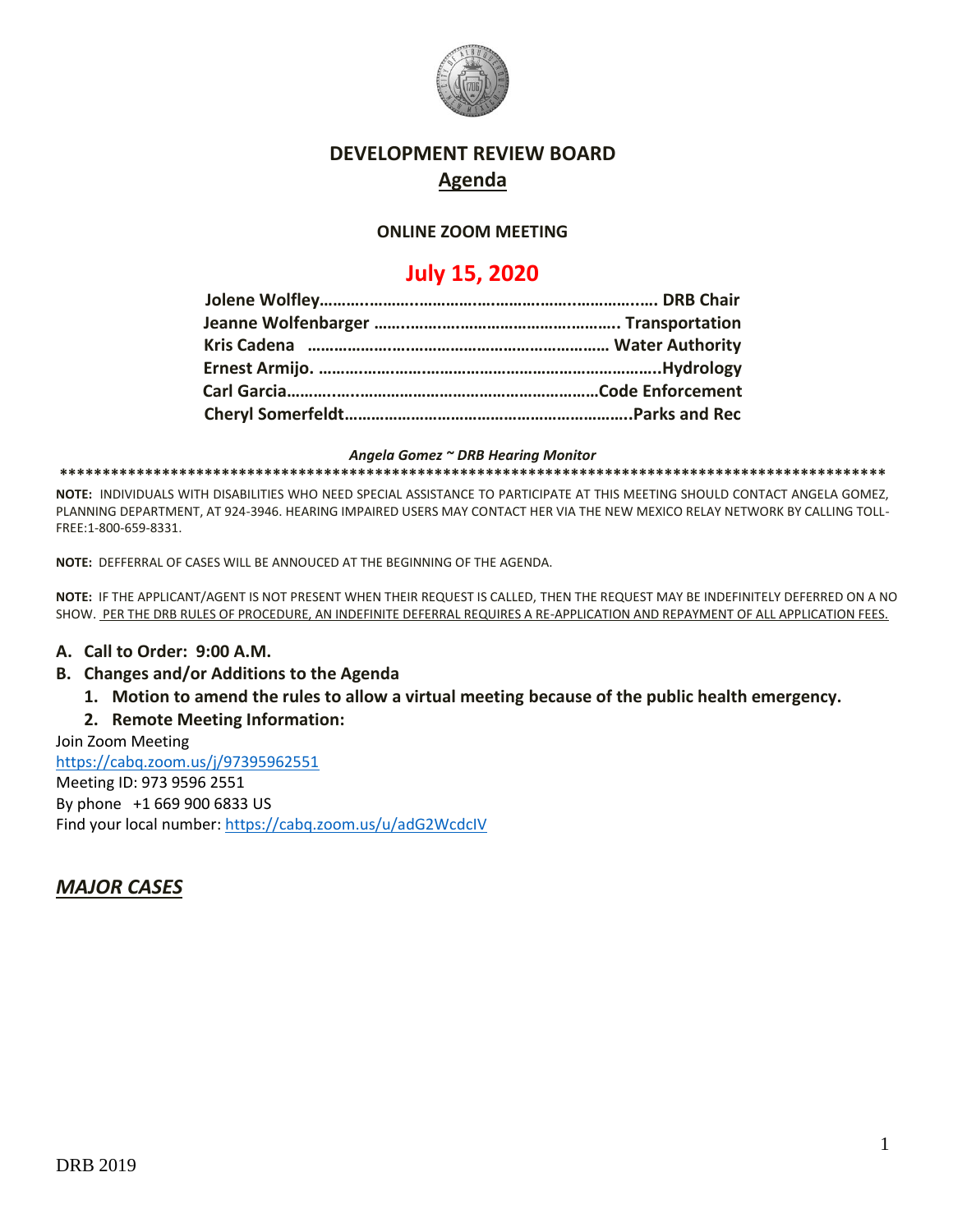# DEVELOPMENT REVIEW BOARD

## Agenda

**ONLINE ZOOM MEETING**

## July 15, 2020

**Jolene Wolfley……………………………………………………………… DRB Chair**
**Jeanne Wolfenbarger ……………………………………………….. Transportation**
**Kris Cadena ……………………………………………………… Water Authority**
**Ernest Armijo. ………………………………………………………………..Hydrology**
**Carl Garcia………………………………………………………Code Enforcement**
**Cheryl Somerfeldt……………………………………………………..Parks and Rec**

***Angela Gomez ~ DRB Hearing Monitor***

****************************************************************************************************

**NOTE:** INDIVIDUALS WITH DISABILITIES WHO NEED SPECIAL ASSISTANCE TO PARTICIPATE AT THIS MEETING SHOULD CONTACT ANGELA GOMEZ, PLANNING DEPARTMENT, AT 924-3946. HEARING IMPAIRED USERS MAY CONTACT HER VIA THE NEW MEXICO RELAY NETWORK BY CALLING TOLL-FREE:1-800-659-8331.

**NOTE:** DEFFERRAL OF CASES WILL BE ANNOUCED AT THE BEGINNING OF THE AGENDA.

**NOTE:** IF THE APPLICANT/AGENT IS NOT PRESENT WHEN THEIR REQUEST IS CALLED, THEN THE REQUEST MAY BE INDEFINITELY DEFERRED ON A NO SHOW. PER THE DRB RULES OF PROCEDURE, AN INDEFINITE DEFERRAL REQUIRES A RE-APPLICATION AND REPAYMENT OF ALL APPLICATION FEES.

**A. Call to Order: 9:00 A.M.**

**B. Changes and/or Additions to the Agenda**

1. **Motion to amend the rules to allow a virtual meeting because of the public health emergency.**
2. **Remote Meeting Information:**

Join Zoom Meeting
https://cabq.zoom.us/j/97395962551
Meeting ID: 973 9596 2551
By phone +1 669 900 6833 US
Find your local number: https://cabq.zoom.us/u/adG2WcdcIV

## ***MAJOR CASES***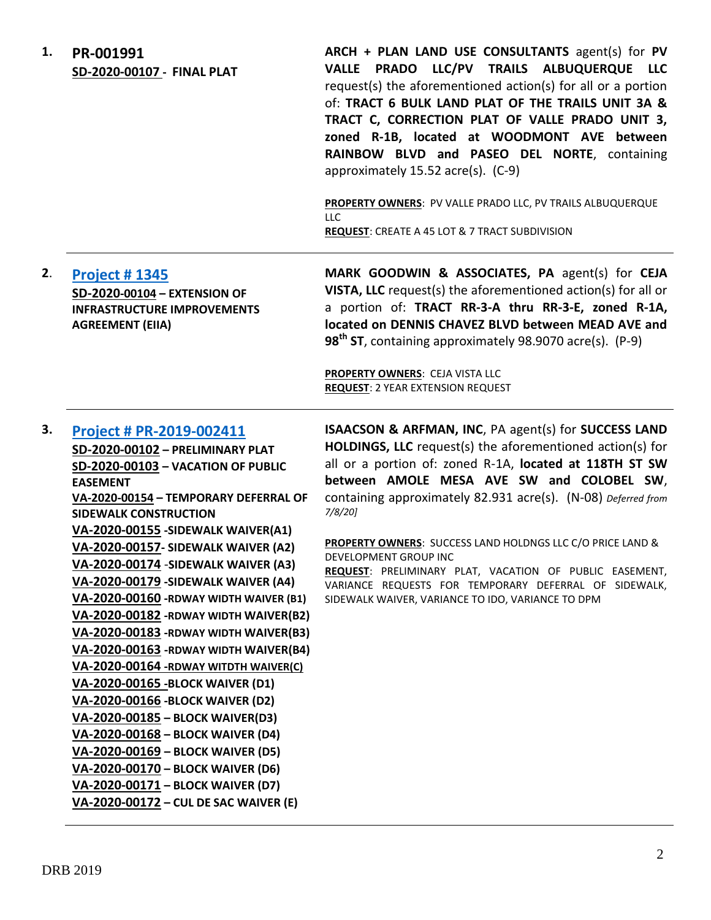**1. PR-001991**
**SD-2020-00107 - FINAL PLAT**

**ARCH + PLAN LAND USE CONSULTANTS** agent(s) for **PV VALLE PRADO LLC/PV TRAILS ALBUQUERQUE LLC** request(s) the aforementioned action(s) for all or a portion of: **TRACT 6 BULK LAND PLAT OF THE TRAILS UNIT 3A & TRACT C, CORRECTION PLAT OF VALLE PRADO UNIT 3, zoned R-1B, located at WOODMONT AVE between RAINBOW BLVD and PASEO DEL NORTE**, containing approximately 15.52 acre(s). (C-9)

**PROPERTY OWNERS**: PV VALLE PRADO LLC, PV TRAILS ALBUQUERQUE LLC
**REQUEST**: CREATE A 45 LOT & 7 TRACT SUBDIVISION

---

**2. Project # 1345**
**SD-2020-00104 – EXTENSION OF INFRASTRUCTURE IMPROVEMENTS AGREEMENT (EIIA)**

**MARK GOODWIN & ASSOCIATES, PA** agent(s) for **CEJA VISTA, LLC** request(s) the aforementioned action(s) for all or a portion of: **TRACT RR-3-A thru RR-3-E, zoned R-1A, located on DENNIS CHAVEZ BLVD between MEAD AVE and 98th ST**, containing approximately 98.9070 acre(s). (P-9)

**PROPERTY OWNERS**: CEJA VISTA LLC
**REQUEST**: 2 YEAR EXTENSION REQUEST

---

**3. Project # PR-2019-002411**
**SD-2020-00102 – PRELIMINARY PLAT**
**SD-2020-00103 – VACATION OF PUBLIC EASEMENT**
**VA-2020-00154 – TEMPORARY DEFERRAL OF SIDEWALK CONSTRUCTION**
**VA-2020-00155 -SIDEWALK WAIVER(A1)**
**VA-2020-00157- SIDEWALK WAIVER (A2)**
**VA-2020-00174 -SIDEWALK WAIVER (A3)**
**VA-2020-00179 -SIDEWALK WAIVER (A4)**
**VA-2020-00160 -RDWAY WIDTH WAIVER (B1)**
**VA-2020-00182 -RDWAY WIDTH WAIVER(B2)**
**VA-2020-00183 -RDWAY WIDTH WAIVER(B3)**
**VA-2020-00163 -RDWAY WIDTH WAIVER(B4)**
**VA-2020-00164 -RDWAY WITDTH WAIVER(C)**
**VA-2020-00165 -BLOCK WAIVER (D1)**
**VA-2020-00166 -BLOCK WAIVER (D2)**
**VA-2020-00185 – BLOCK WAIVER(D3)**
**VA-2020-00168 – BLOCK WAIVER (D4)**
**VA-2020-00169 – BLOCK WAIVER (D5)**
**VA-2020-00170 – BLOCK WAIVER (D6)**
**VA-2020-00171 – BLOCK WAIVER (D7)**
**VA-2020-00172 – CUL DE SAC WAIVER (E)**

**ISAACSON & ARFMAN, INC**, PA agent(s) for **SUCCESS LAND HOLDINGS, LLC** request(s) the aforementioned action(s) for all or a portion of: zoned R-1A, **located at 118TH ST SW between AMOLE MESA AVE SW and COLOBEL SW**, containing approximately 82.931 acre(s). (N-08) *Deferred from 7/8/20]*

**PROPERTY OWNERS**: SUCCESS LAND HOLDNGS LLC C/O PRICE LAND & DEVELOPMENT GROUP INC
**REQUEST**: PRELIMINARY PLAT, VACATION OF PUBLIC EASEMENT, VARIANCE REQUESTS FOR TEMPORARY DEFERRAL OF SIDEWALK, SIDEWALK WAIVER, VARIANCE TO IDO, VARIANCE TO DPM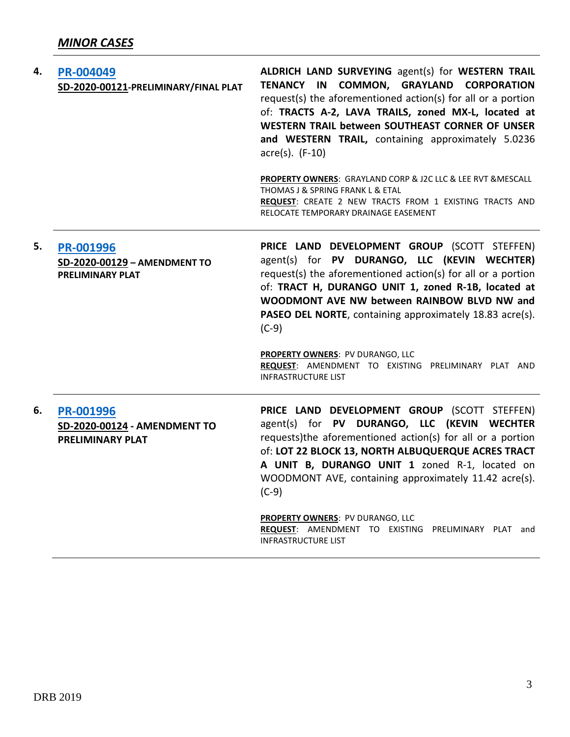## *MINOR CASES*

| | | |
|---|---|---|
| **4.** | **PR-004049**<br>**SD-2020-00121-PRELIMINARY/FINAL PLAT** | **ALDRICH LAND SURVEYING** agent(s) for **WESTERN TRAIL TENANCY IN COMMON, GRAYLAND CORPORATION** request(s) the aforementioned action(s) for all or a portion of: **TRACTS A-2, LAVA TRAILS, zoned MX-L, located at WESTERN TRAIL between SOUTHEAST CORNER OF UNSER and WESTERN TRAIL,** containing approximately 5.0236 acre(s). (F-10)<br><br>**PROPERTY OWNERS**: GRAYLAND CORP & J2C LLC & LEE RVT &MESCALL THOMAS J & SPRING FRANK L & ETAL<br>**REQUEST**: CREATE 2 NEW TRACTS FROM 1 EXISTING TRACTS AND RELOCATE TEMPORARY DRAINAGE EASEMENT |
| **5.** | **PR-001996**<br>**SD-2020-00129 – AMENDMENT TO PRELIMINARY PLAT** | **PRICE LAND DEVELOPMENT GROUP** (SCOTT STEFFEN) agent(s) for **PV DURANGO, LLC (KEVIN WECHTER)** request(s) the aforementioned action(s) for all or a portion of: **TRACT H, DURANGO UNIT 1, zoned R-1B, located at WOODMONT AVE NW between RAINBOW BLVD NW and PASEO DEL NORTE**, containing approximately 18.83 acre(s). (C-9)<br><br>**PROPERTY OWNERS**: PV DURANGO, LLC<br>**REQUEST**: AMENDMENT TO EXISTING PRELIMINARY PLAT AND INFRASTRUCTURE LIST |
| **6.** | **PR-001996**<br>**SD-2020-00124 - AMENDMENT TO PRELIMINARY PLAT** | **PRICE LAND DEVELOPMENT GROUP** (SCOTT STEFFEN) agent(s) for **PV DURANGO, LLC (KEVIN WECHTER** requests)the aforementioned action(s) for all or a portion of: **LOT 22 BLOCK 13, NORTH ALBUQUERQUE ACRES TRACT A UNIT B, DURANGO UNIT 1** zoned R-1, located on WOODMONT AVE, containing approximately 11.42 acre(s). (C-9)<br><br>**PROPERTY OWNERS**: PV DURANGO, LLC<br>**REQUEST**: AMENDMENT TO EXISTING PRELIMINARY PLAT and INFRASTRUCTURE LIST |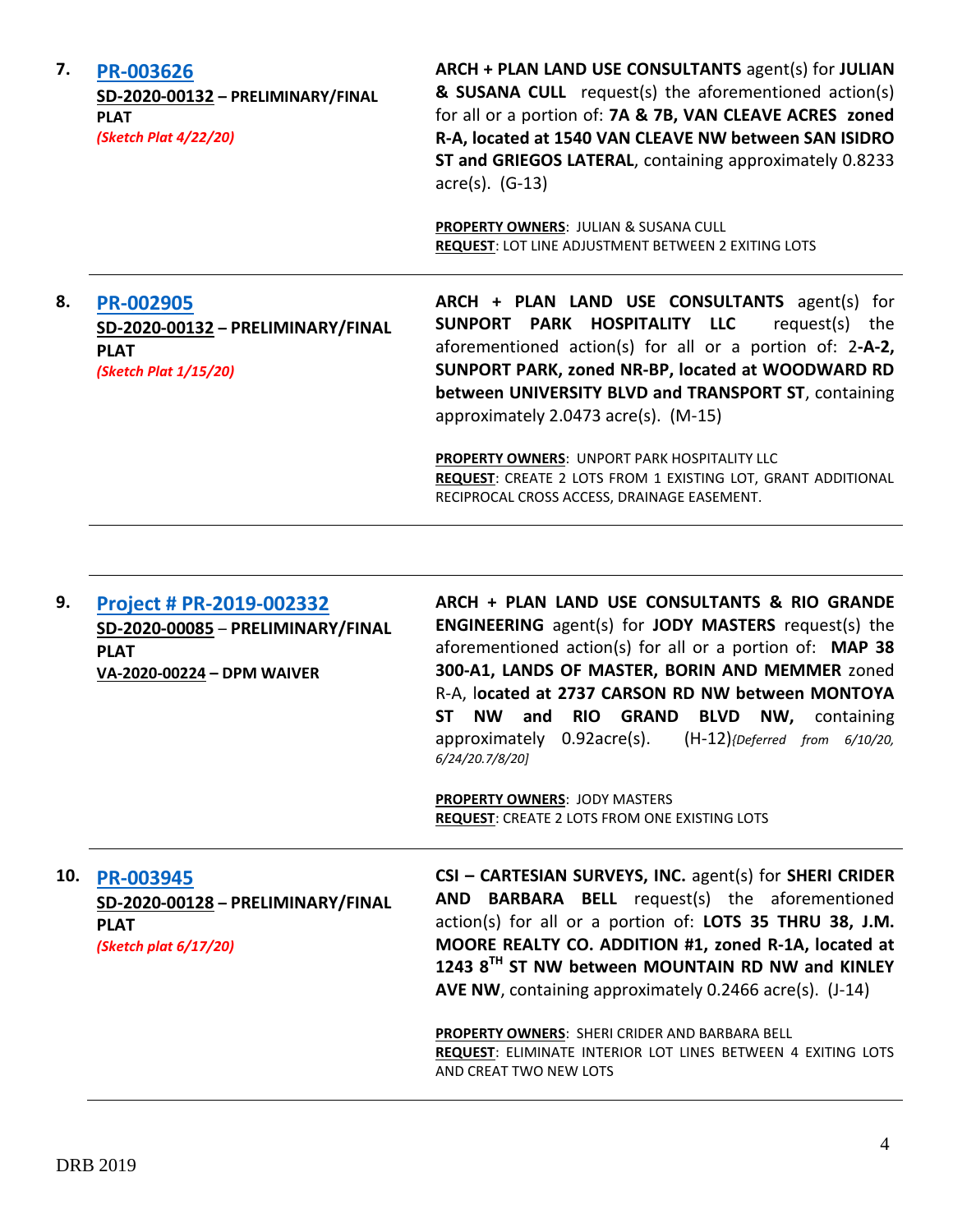| | | |
|---|---|---|
| **7.** | **PR-003626**<br>**SD-2020-00132 – PRELIMINARY/FINAL PLAT**<br>***(Sketch Plat 4/22/20)*** | **ARCH + PLAN LAND USE CONSULTANTS** agent(s) for **JULIAN & SUSANA CULL** request(s) the aforementioned action(s) for all or a portion of: **7A & 7B, VAN CLEAVE ACRES zoned R-A, located at 1540 VAN CLEAVE NW between SAN ISIDRO ST and GRIEGOS LATERAL**, containing approximately 0.8233 acre(s). (G-13)<br><br>**PROPERTY OWNERS**: JULIAN & SUSANA CULL<br>**REQUEST**: LOT LINE ADJUSTMENT BETWEEN 2 EXITING LOTS |
| **8.** | **PR-002905**<br>**SD-2020-00132 – PRELIMINARY/FINAL PLAT**<br>***(Sketch Plat 1/15/20)*** | **ARCH + PLAN LAND USE CONSULTANTS** agent(s) for **SUNPORT PARK HOSPITALITY LLC** request(s) the aforementioned action(s) for all or a portion of: **2-A-2, SUNPORT PARK, zoned NR-BP, located at WOODWARD RD between UNIVERSITY BLVD and TRANSPORT ST**, containing approximately 2.0473 acre(s). (M-15)<br><br>**PROPERTY OWNERS**: UNPORT PARK HOSPITALITY LLC<br>**REQUEST**: CREATE 2 LOTS FROM 1 EXISTING LOT, GRANT ADDITIONAL RECIPROCAL CROSS ACCESS, DRAINAGE EASEMENT. |
| **9.** | **Project # PR-2019-002332**<br>**SD-2020-00085 – PRELIMINARY/FINAL PLAT**<br>**VA-2020-00224 – DPM WAIVER** | **ARCH + PLAN LAND USE CONSULTANTS & RIO GRANDE ENGINEERING** agent(s) for **JODY MASTERS** request(s) the aforementioned action(s) for all or a portion of: **MAP 38 300-A1, LANDS OF MASTER, BORIN AND MEMMER** zoned R-A, l**ocated at 2737 CARSON RD NW between MONTOYA ST NW and RIO GRAND BLVD NW,** containing approximately 0.92acre(s). (H-12)*{Deferred from 6/10/20, 6/24/20.7/8/20]*<br><br>**PROPERTY OWNERS**: JODY MASTERS<br>**REQUEST**: CREATE 2 LOTS FROM ONE EXISTING LOTS |
| **10.** | **PR-003945**<br>**SD-2020-00128 – PRELIMINARY/FINAL PLAT**<br>***(Sketch plat 6/17/20)*** | **CSI – CARTESIAN SURVEYS, INC.** agent(s) for **SHERI CRIDER AND BARBARA BELL** request(s) the aforementioned action(s) for all or a portion of: **LOTS 35 THRU 38, J.M. MOORE REALTY CO. ADDITION #1, zoned R-1A, located at 1243 8TH ST NW between MOUNTAIN RD NW and KINLEY AVE NW**, containing approximately 0.2466 acre(s). (J-14)<br><br>**PROPERTY OWNERS**: SHERI CRIDER AND BARBARA BELL<br>**REQUEST**: ELIMINATE INTERIOR LOT LINES BETWEEN 4 EXITING LOTS AND CREAT TWO NEW LOTS |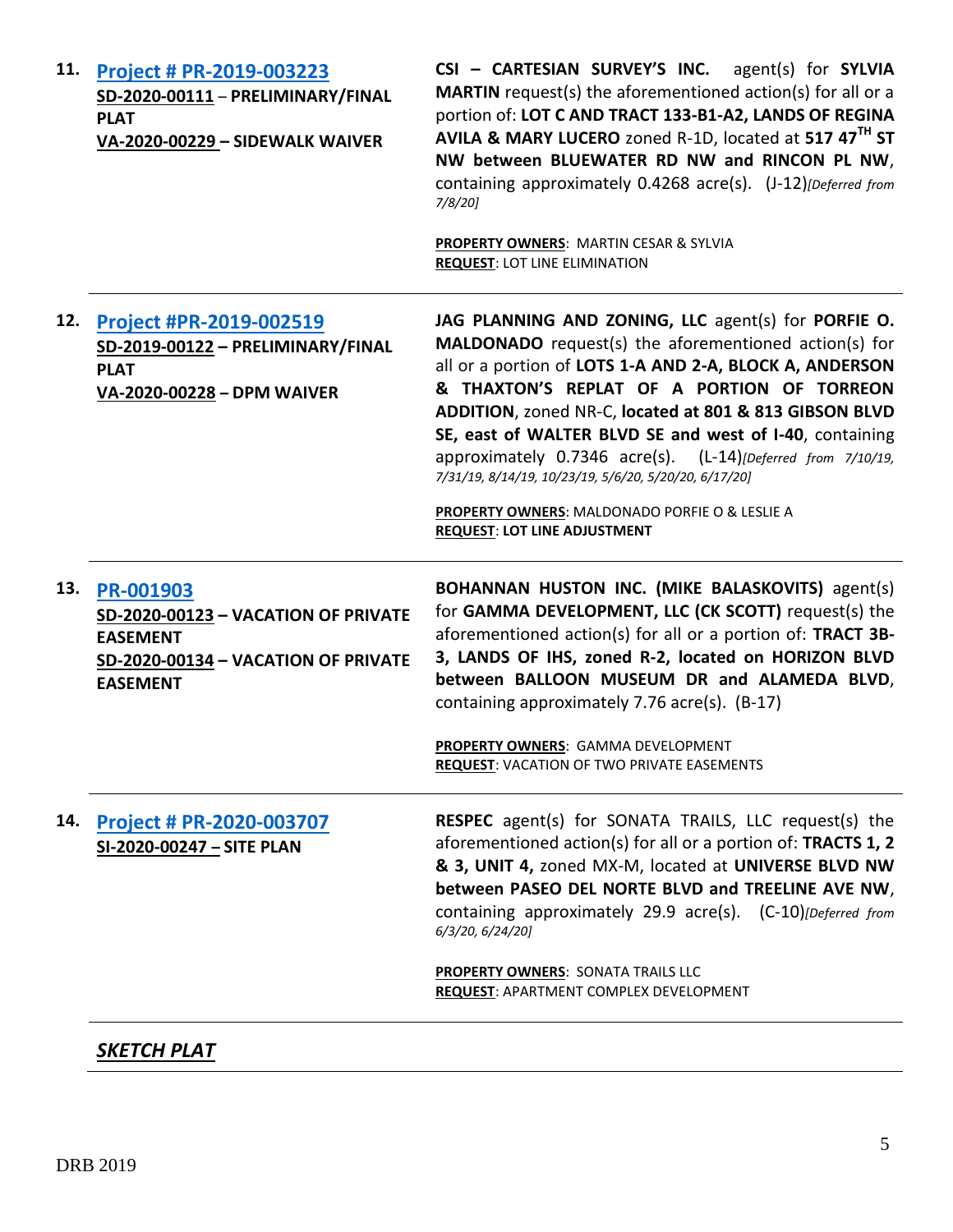| | | |
|---|---|---|
| **11.** | **Project # PR-2019-003223**<br>**SD-2020-00111 – PRELIMINARY/FINAL PLAT**<br>**VA-2020-00229 – SIDEWALK WAIVER** | **CSI – CARTESIAN SURVEY'S INC.** agent(s) for **SYLVIA MARTIN** request(s) the aforementioned action(s) for all or a portion of: **LOT C AND TRACT 133-B1-A2, LANDS OF REGINA AVILA & MARY LUCERO** zoned R-1D, located at **517 47TH ST NW between BLUEWATER RD NW and RINCON PL NW**, containing approximately 0.4268 acre(s). (J-12)*[Deferred from 7/8/20]*<br><br>**PROPERTY OWNERS**: MARTIN CESAR & SYLVIA<br>**REQUEST**: LOT LINE ELIMINATION |
| **12.** | **Project #PR-2019-002519**<br>**SD-2019-00122 – PRELIMINARY/FINAL PLAT**<br>**VA-2020-00228 – DPM WAIVER** | **JAG PLANNING AND ZONING, LLC** agent(s) for **PORFIE O. MALDONADO** request(s) the aforementioned action(s) for all or a portion of **LOTS 1-A AND 2-A, BLOCK A, ANDERSON & THAXTON'S REPLAT OF A PORTION OF TORREON ADDITION**, zoned NR-C, **located at 801 & 813 GIBSON BLVD SE, east of WALTER BLVD SE and west of I-40**, containing approximately 0.7346 acre(s). (L-14)*[Deferred from 7/10/19, 7/31/19, 8/14/19, 10/23/19, 5/6/20, 5/20/20, 6/17/20]*<br><br>**PROPERTY OWNERS**: MALDONADO PORFIE O & LESLIE A<br>**REQUEST**: **LOT LINE ADJUSTMENT** |
| **13.** | **PR-001903**<br>**SD-2020-00123 – VACATION OF PRIVATE EASEMENT**<br>**SD-2020-00134 – VACATION OF PRIVATE EASEMENT** | **BOHANNAN HUSTON INC. (MIKE BALASKOVITS)** agent(s) for **GAMMA DEVELOPMENT, LLC (CK SCOTT)** request(s) the aforementioned action(s) for all or a portion of: **TRACT 3B-3, LANDS OF IHS, zoned R-2, located on HORIZON BLVD between BALLOON MUSEUM DR and ALAMEDA BLVD**, containing approximately 7.76 acre(s). (B-17)<br><br>**PROPERTY OWNERS**: GAMMA DEVELOPMENT<br>**REQUEST**: VACATION OF TWO PRIVATE EASEMENTS |
| **14.** | **Project # PR-2020-003707**<br>**SI-2020-00247 – SITE PLAN** | **RESPEC** agent(s) for SONATA TRAILS, LLC request(s) the aforementioned action(s) for all or a portion of: **TRACTS 1, 2 & 3, UNIT 4,** zoned MX-M, located at **UNIVERSE BLVD NW between PASEO DEL NORTE BLVD and TREELINE AVE NW**, containing approximately 29.9 acre(s). (C-10)*[Deferred from 6/3/20, 6/24/20]*<br><br>**PROPERTY OWNERS**: SONATA TRAILS LLC<br>**REQUEST**: APARTMENT COMPLEX DEVELOPMENT |

***SKETCH PLAT***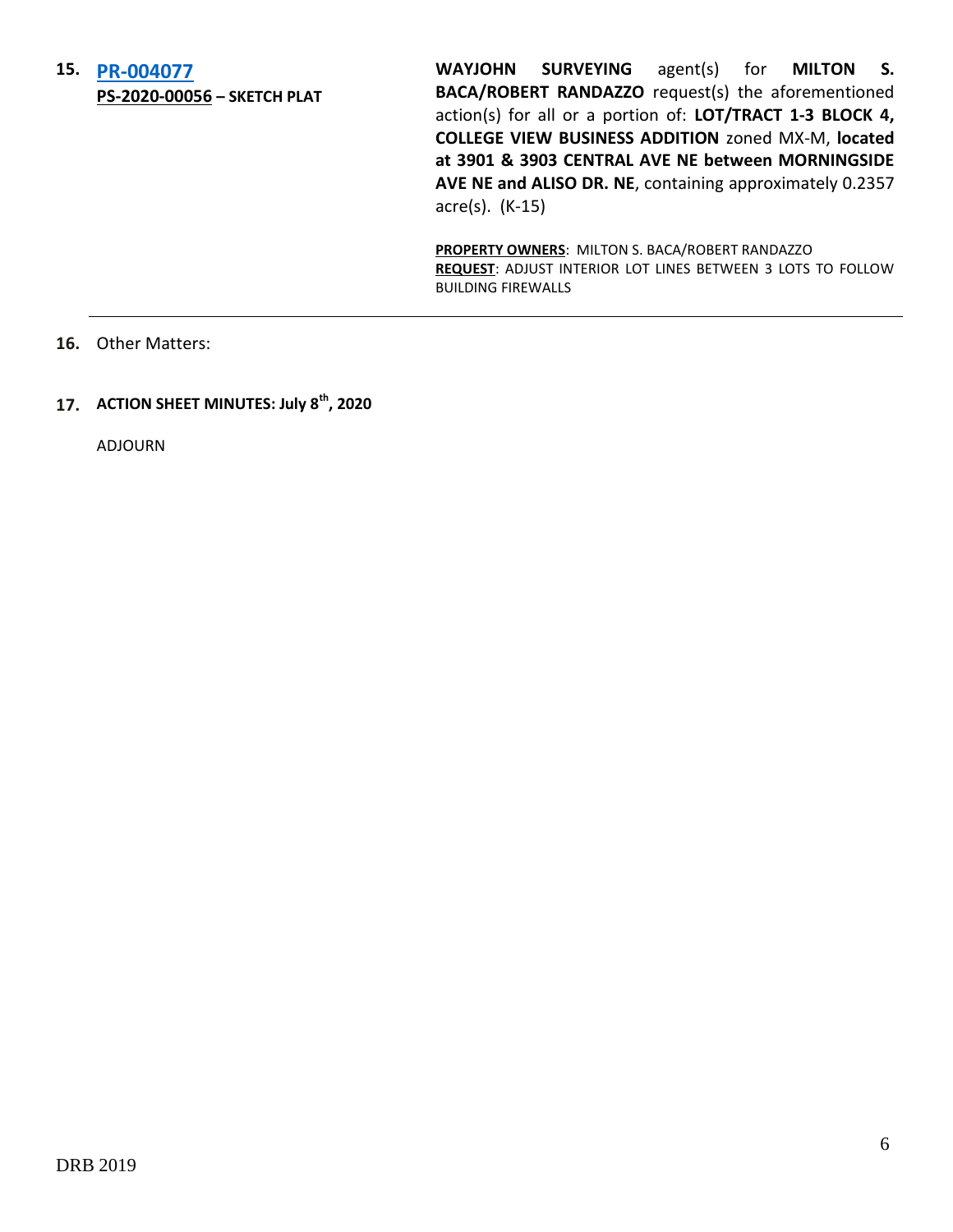**15. PR-004077**
**PS-2020-00056 – SKETCH PLAT**

**WAYJOHN SURVEYING** agent(s) for **MILTON S. BACA/ROBERT RANDAZZO** request(s) the aforementioned action(s) for all or a portion of: **LOT/TRACT 1-3 BLOCK 4, COLLEGE VIEW BUSINESS ADDITION** zoned MX-M, **located at 3901 & 3903 CENTRAL AVE NE between MORNINGSIDE AVE NE and ALISO DR. NE**, containing approximately 0.2357 acre(s). (K-15)

**PROPERTY OWNERS**: MILTON S. BACA/ROBERT RANDAZZO
**REQUEST**: ADJUST INTERIOR LOT LINES BETWEEN 3 LOTS TO FOLLOW BUILDING FIREWALLS

---

**16.** Other Matters:

**17. ACTION SHEET MINUTES: July 8th, 2020**

ADJOURN